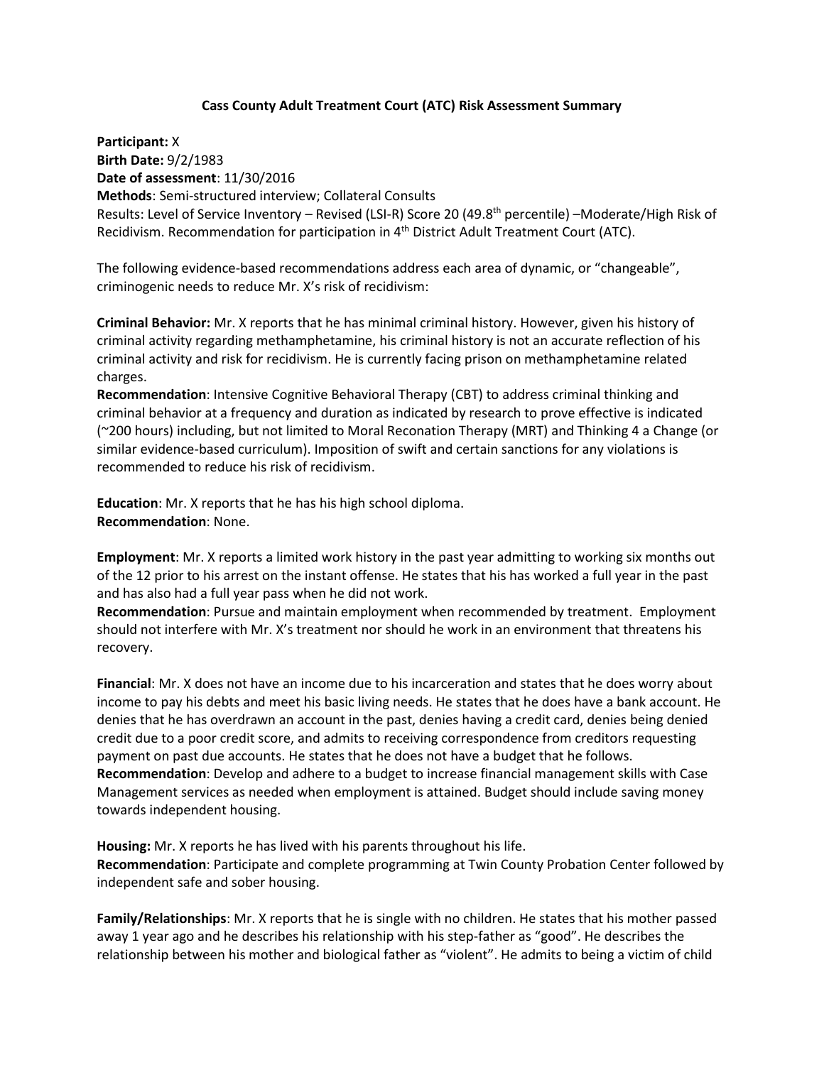**Cass County Adult Treatment Court (ATC) Risk Assessment Summary**

**Participant:** X
**Birth Date:** 9/2/1983
**Date of assessment**: 11/30/2016
**Methods**: Semi-structured interview; Collateral Consults
Results: Level of Service Inventory – Revised (LSI-R) Score 20 (49.8th percentile) –Moderate/High Risk of Recidivism. Recommendation for participation in 4th District Adult Treatment Court (ATC).

The following evidence-based recommendations address each area of dynamic, or "changeable", criminogenic needs to reduce Mr. X's risk of recidivism:

**Criminal Behavior:** Mr. X reports that he has minimal criminal history. However, given his history of criminal activity regarding methamphetamine, his criminal history is not an accurate reflection of his criminal activity and risk for recidivism. He is currently facing prison on methamphetamine related charges.
**Recommendation**: Intensive Cognitive Behavioral Therapy (CBT) to address criminal thinking and criminal behavior at a frequency and duration as indicated by research to prove effective is indicated (~200 hours) including, but not limited to Moral Reconation Therapy (MRT) and Thinking 4 a Change (or similar evidence-based curriculum). Imposition of swift and certain sanctions for any violations is recommended to reduce his risk of recidivism.

**Education**: Mr. X reports that he has his high school diploma.
**Recommendation**: None.

**Employment**: Mr. X reports a limited work history in the past year admitting to working six months out of the 12 prior to his arrest on the instant offense. He states that his has worked a full year in the past and has also had a full year pass when he did not work.
**Recommendation**: Pursue and maintain employment when recommended by treatment. Employment should not interfere with Mr. X's treatment nor should he work in an environment that threatens his recovery.

**Financial**: Mr. X does not have an income due to his incarceration and states that he does worry about income to pay his debts and meet his basic living needs. He states that he does have a bank account. He denies that he has overdrawn an account in the past, denies having a credit card, denies being denied credit due to a poor credit score, and admits to receiving correspondence from creditors requesting payment on past due accounts. He states that he does not have a budget that he follows.
**Recommendation**: Develop and adhere to a budget to increase financial management skills with Case Management services as needed when employment is attained. Budget should include saving money towards independent housing.

**Housing:** Mr. X reports he has lived with his parents throughout his life.
**Recommendation**: Participate and complete programming at Twin County Probation Center followed by independent safe and sober housing.

**Family/Relationships**: Mr. X reports that he is single with no children. He states that his mother passed away 1 year ago and he describes his relationship with his step-father as "good". He describes the relationship between his mother and biological father as "violent". He admits to being a victim of child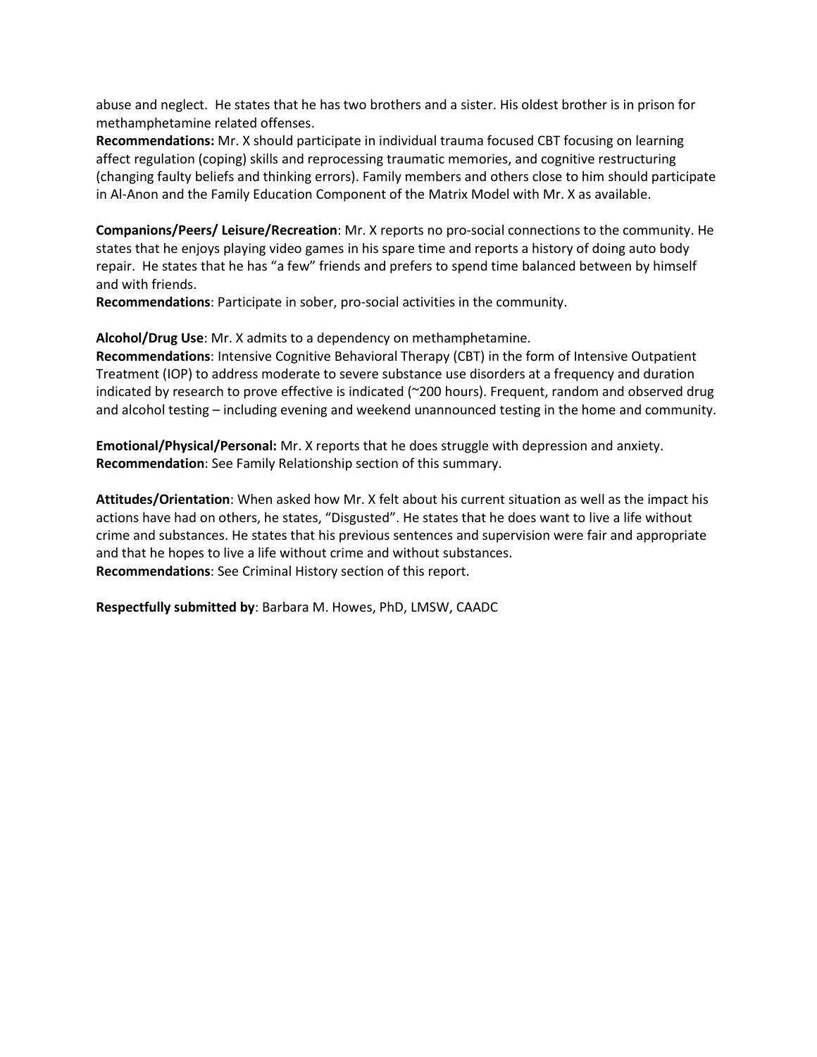abuse and neglect. He states that he has two brothers and a sister. His oldest brother is in prison for methamphetamine related offenses.

**Recommendations:** Mr. X should participate in individual trauma focused CBT focusing on learning affect regulation (coping) skills and reprocessing traumatic memories, and cognitive restructuring (changing faulty beliefs and thinking errors). Family members and others close to him should participate in Al-Anon and the Family Education Component of the Matrix Model with Mr. X as available.

**Companions/Peers/ Leisure/Recreation**: Mr. X reports no pro-social connections to the community. He states that he enjoys playing video games in his spare time and reports a history of doing auto body repair. He states that he has "a few" friends and prefers to spend time balanced between by himself and with friends.

**Recommendations**: Participate in sober, pro-social activities in the community.

**Alcohol/Drug Use**: Mr. X admits to a dependency on methamphetamine.

**Recommendations**: Intensive Cognitive Behavioral Therapy (CBT) in the form of Intensive Outpatient Treatment (IOP) to address moderate to severe substance use disorders at a frequency and duration indicated by research to prove effective is indicated (~200 hours). Frequent, random and observed drug and alcohol testing – including evening and weekend unannounced testing in the home and community.

**Emotional/Physical/Personal:** Mr. X reports that he does struggle with depression and anxiety.

**Recommendation**: See Family Relationship section of this summary.

**Attitudes/Orientation**: When asked how Mr. X felt about his current situation as well as the impact his actions have had on others, he states, "Disgusted". He states that he does want to live a life without crime and substances. He states that his previous sentences and supervision were fair and appropriate and that he hopes to live a life without crime and without substances.

**Recommendations**: See Criminal History section of this report.

**Respectfully submitted by**: Barbara M. Howes, PhD, LMSW, CAADC